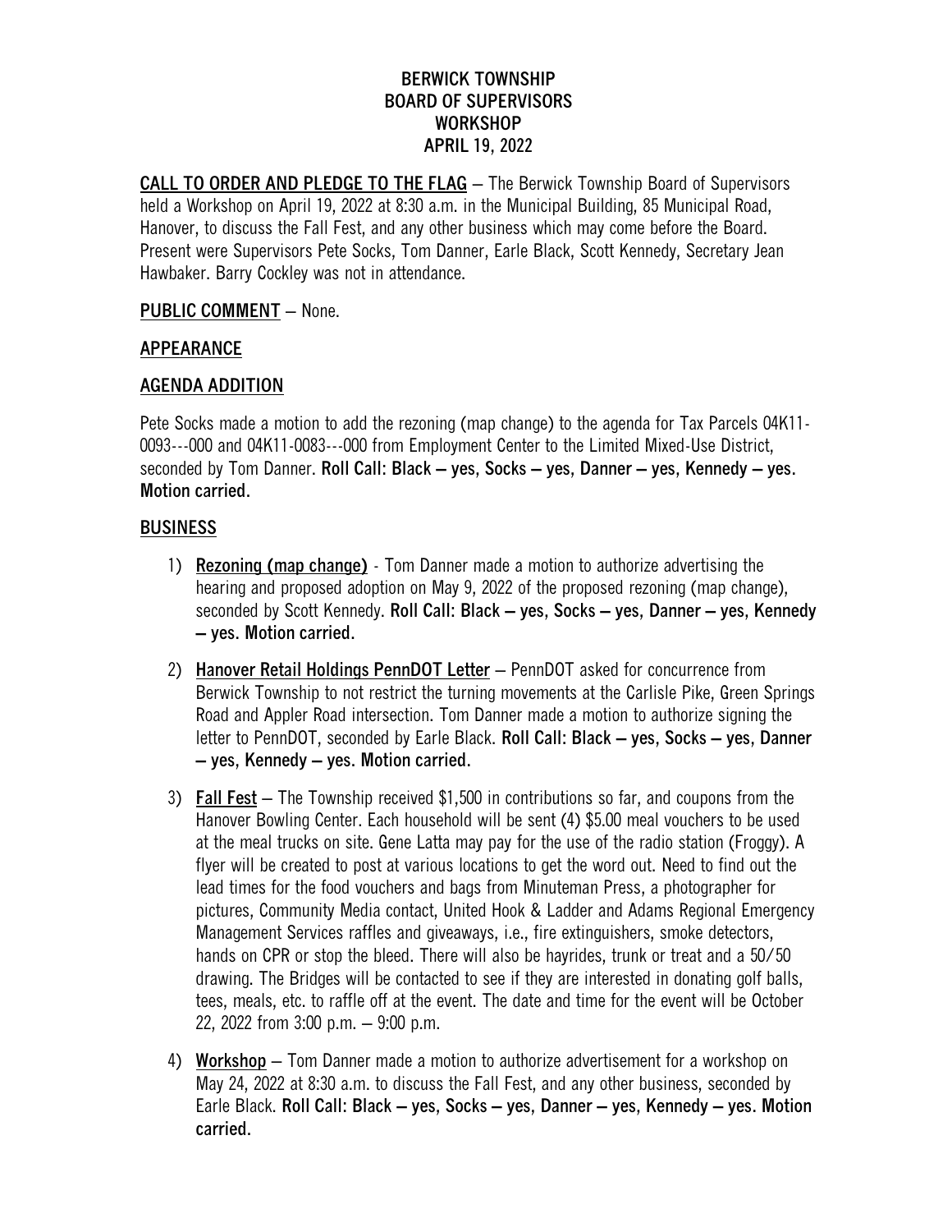# BERWICK TOWNSHIP
# BOARD OF SUPERVISORS
# WORKSHOP
# APRIL 19, 2022

**CALL TO ORDER AND PLEDGE TO THE FLAG** – The Berwick Township Board of Supervisors held a Workshop on April 19, 2022 at 8:30 a.m. in the Municipal Building, 85 Municipal Road, Hanover, to discuss the Fall Fest, and any other business which may come before the Board. Present were Supervisors Pete Socks, Tom Danner, Earle Black, Scott Kennedy, Secretary Jean Hawbaker. Barry Cockley was not in attendance.

**PUBLIC COMMENT** – None.

**APPEARANCE**

**AGENDA ADDITION**

Pete Socks made a motion to add the rezoning (map change) to the agenda for Tax Parcels 04K11-0093---000 and 04K11-0083---000 from Employment Center to the Limited Mixed-Use District, seconded by Tom Danner. **Roll Call: Black – yes, Socks – yes, Danner – yes, Kennedy – yes. Motion carried.**

**BUSINESS**

1) **Rezoning (map change)** - Tom Danner made a motion to authorize advertising the hearing and proposed adoption on May 9, 2022 of the proposed rezoning (map change), seconded by Scott Kennedy. **Roll Call: Black – yes, Socks – yes, Danner – yes, Kennedy – yes. Motion carried.**

2) **Hanover Retail Holdings PennDOT Letter** – PennDOT asked for concurrence from Berwick Township to not restrict the turning movements at the Carlisle Pike, Green Springs Road and Appler Road intersection. Tom Danner made a motion to authorize signing the letter to PennDOT, seconded by Earle Black. **Roll Call: Black – yes, Socks – yes, Danner – yes, Kennedy – yes. Motion carried.**

3) **Fall Fest** – The Township received $1,500 in contributions so far, and coupons from the Hanover Bowling Center. Each household will be sent (4) $5.00 meal vouchers to be used at the meal trucks on site. Gene Latta may pay for the use of the radio station (Froggy). A flyer will be created to post at various locations to get the word out. Need to find out the lead times for the food vouchers and bags from Minuteman Press, a photographer for pictures, Community Media contact, United Hook & Ladder and Adams Regional Emergency Management Services raffles and giveaways, i.e., fire extinguishers, smoke detectors, hands on CPR or stop the bleed. There will also be hayrides, trunk or treat and a 50/50 drawing. The Bridges will be contacted to see if they are interested in donating golf balls, tees, meals, etc. to raffle off at the event. The date and time for the event will be October 22, 2022 from 3:00 p.m. – 9:00 p.m.

4) **Workshop** – Tom Danner made a motion to authorize advertisement for a workshop on May 24, 2022 at 8:30 a.m. to discuss the Fall Fest, and any other business, seconded by Earle Black. **Roll Call: Black – yes, Socks – yes, Danner – yes, Kennedy – yes. Motion carried.**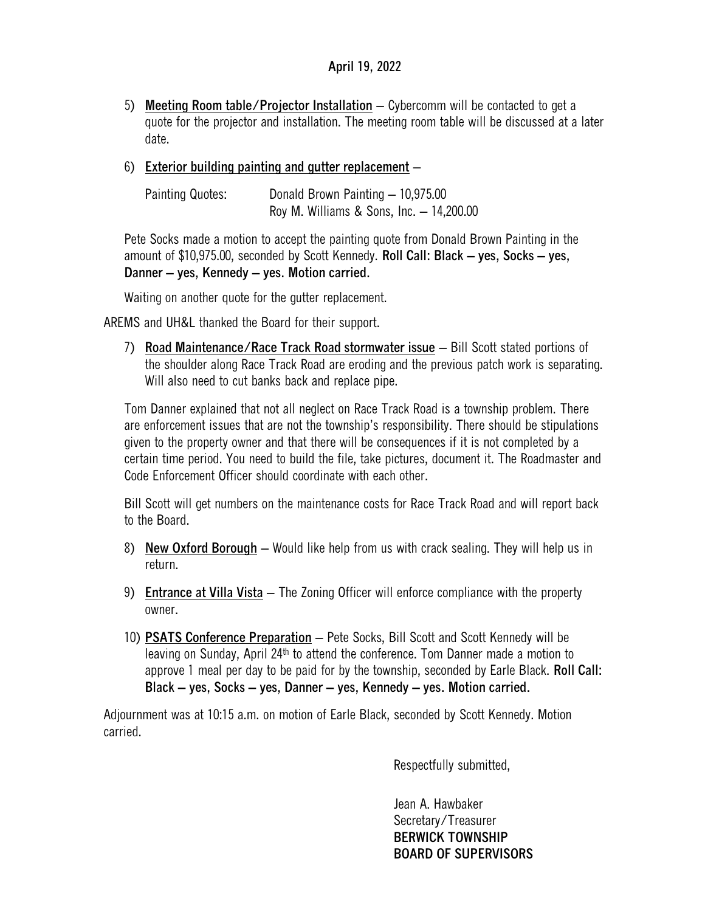April 19, 2022

5) **<u>Meeting Room table/Projector Installation</u>** – Cybercomm will be contacted to get a quote for the projector and installation. The meeting room table will be discussed at a later date.

6) **<u>Exterior building painting and gutter replacement</u>** –

| | |
|---|---|
| Painting Quotes: | Donald Brown Painting – 10,975.00 |
| | Roy M. Williams & Sons, Inc. – 14,200.00 |

Pete Socks made a motion to accept the painting quote from Donald Brown Painting in the amount of $10,975.00, seconded by Scott Kennedy. **Roll Call: Black – yes, Socks – yes, Danner – yes, Kennedy – yes. Motion carried.**

Waiting on another quote for the gutter replacement.

AREMS and UH&L thanked the Board for their support.

7) **<u>Road Maintenance/Race Track Road stormwater issue</u>** – Bill Scott stated portions of the shoulder along Race Track Road are eroding and the previous patch work is separating. Will also need to cut banks back and replace pipe.

Tom Danner explained that not all neglect on Race Track Road is a township problem. There are enforcement issues that are not the township's responsibility. There should be stipulations given to the property owner and that there will be consequences if it is not completed by a certain time period. You need to build the file, take pictures, document it. The Roadmaster and Code Enforcement Officer should coordinate with each other.

Bill Scott will get numbers on the maintenance costs for Race Track Road and will report back to the Board.

8) **<u>New Oxford Borough</u>** – Would like help from us with crack sealing. They will help us in return.

9) **<u>Entrance at Villa Vista</u>** – The Zoning Officer will enforce compliance with the property owner.

10) **<u>PSATS Conference Preparation</u>** – Pete Socks, Bill Scott and Scott Kennedy will be leaving on Sunday, April 24th to attend the conference. Tom Danner made a motion to approve 1 meal per day to be paid for by the township, seconded by Earle Black. **Roll Call: Black – yes, Socks – yes, Danner – yes, Kennedy – yes. Motion carried.**

Adjournment was at 10:15 a.m. on motion of Earle Black, seconded by Scott Kennedy. Motion carried.

Respectfully submitted,

Jean A. Hawbaker
Secretary/Treasurer
**BERWICK TOWNSHIP**
**BOARD OF SUPERVISORS**